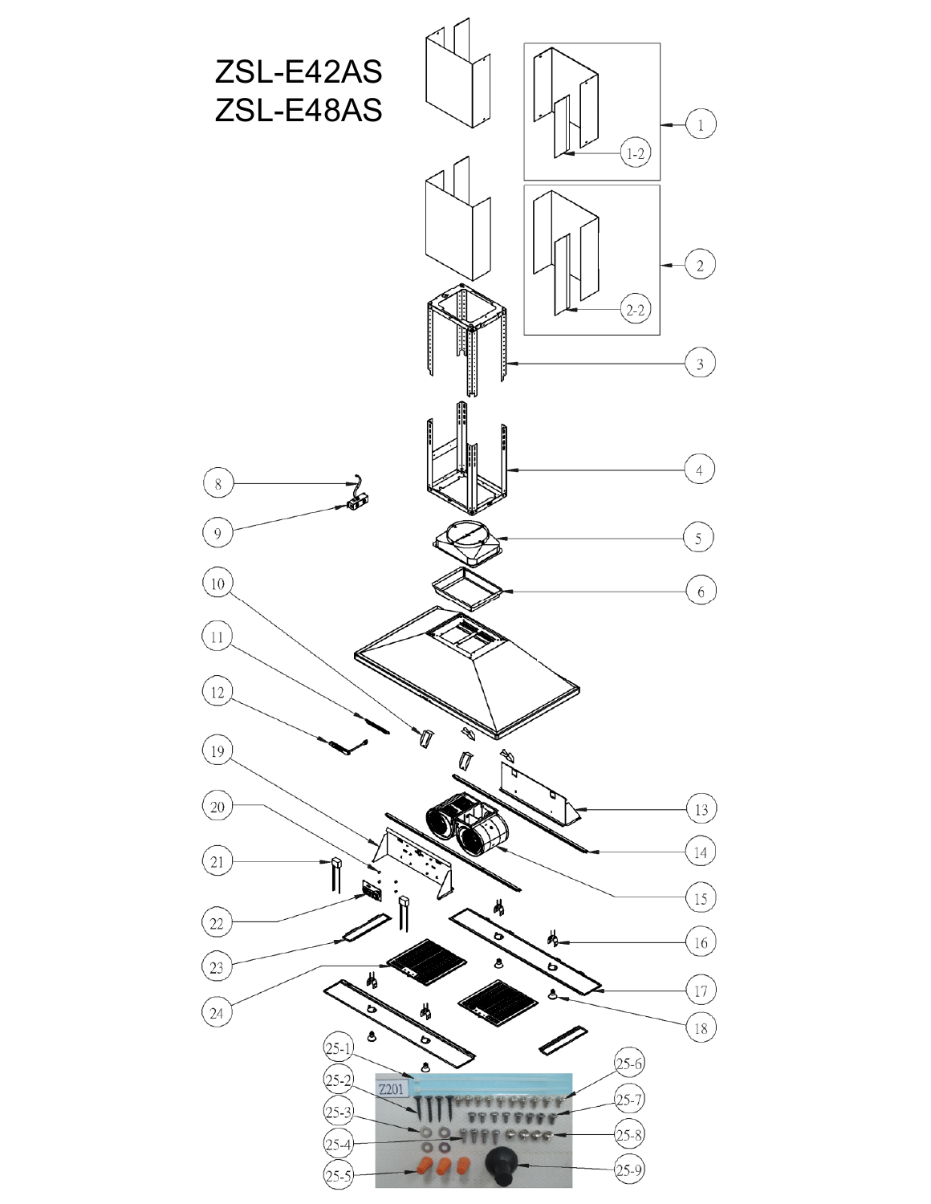# ZSL-E42AS
# ZSL-E48AS

1, 1-2, 2, 2-2, 3, 4, 5, 6, 8, 9, 10, 11, 12, 13, 14, 15, 16, 17, 18, 19, 20, 21, 22, 23, 24, 25-1, 25-2, 25-3, 25-4, 25-5, 25-6, 25-7, 25-8, 25-9

Z201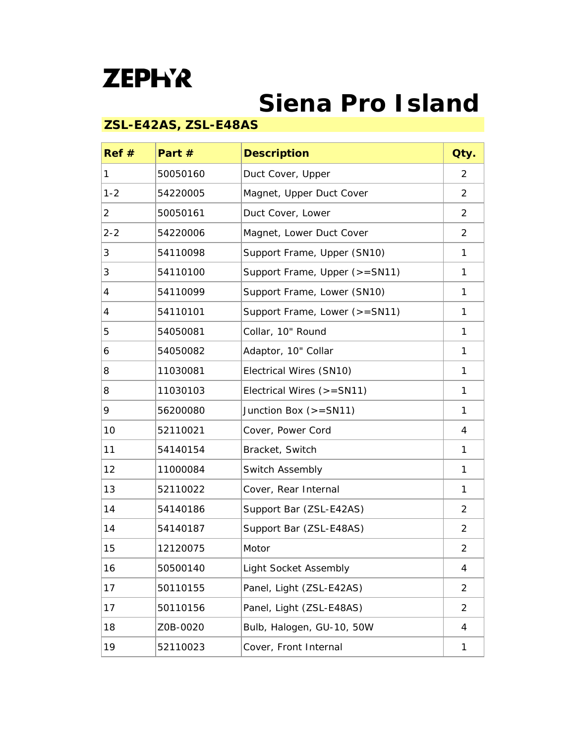ZEPHYR

# Siena Pro Island

## ZSL-E42AS, ZSL-E48AS

| Ref # | Part # | Description | Qty. |
|---|---|---|---|
| 1 | 50050160 | Duct Cover, Upper | 2 |
| 1-2 | 54220005 | Magnet, Upper Duct Cover | 2 |
| 2 | 50050161 | Duct Cover, Lower | 2 |
| 2-2 | 54220006 | Magnet, Lower Duct Cover | 2 |
| 3 | 54110098 | Support Frame, Upper (SN10) | 1 |
| 3 | 54110100 | Support Frame, Upper (>=SN11) | 1 |
| 4 | 54110099 | Support Frame, Lower (SN10) | 1 |
| 4 | 54110101 | Support Frame, Lower (>=SN11) | 1 |
| 5 | 54050081 | Collar, 10" Round | 1 |
| 6 | 54050082 | Adaptor, 10" Collar | 1 |
| 8 | 11030081 | Electrical Wires (SN10) | 1 |
| 8 | 11030103 | Electrical Wires (>=SN11) | 1 |
| 9 | 56200080 | Junction Box (>=SN11) | 1 |
| 10 | 52110021 | Cover, Power Cord | 4 |
| 11 | 54140154 | Bracket, Switch | 1 |
| 12 | 11000084 | Switch Assembly | 1 |
| 13 | 52110022 | Cover, Rear Internal | 1 |
| 14 | 54140186 | Support Bar (ZSL-E42AS) | 2 |
| 14 | 54140187 | Support Bar (ZSL-E48AS) | 2 |
| 15 | 12120075 | Motor | 2 |
| 16 | 50500140 | Light Socket Assembly | 4 |
| 17 | 50110155 | Panel, Light (ZSL-E42AS) | 2 |
| 17 | 50110156 | Panel, Light (ZSL-E48AS) | 2 |
| 18 | Z0B-0020 | Bulb, Halogen, GU-10, 50W | 4 |
| 19 | 52110023 | Cover, Front Internal | 1 |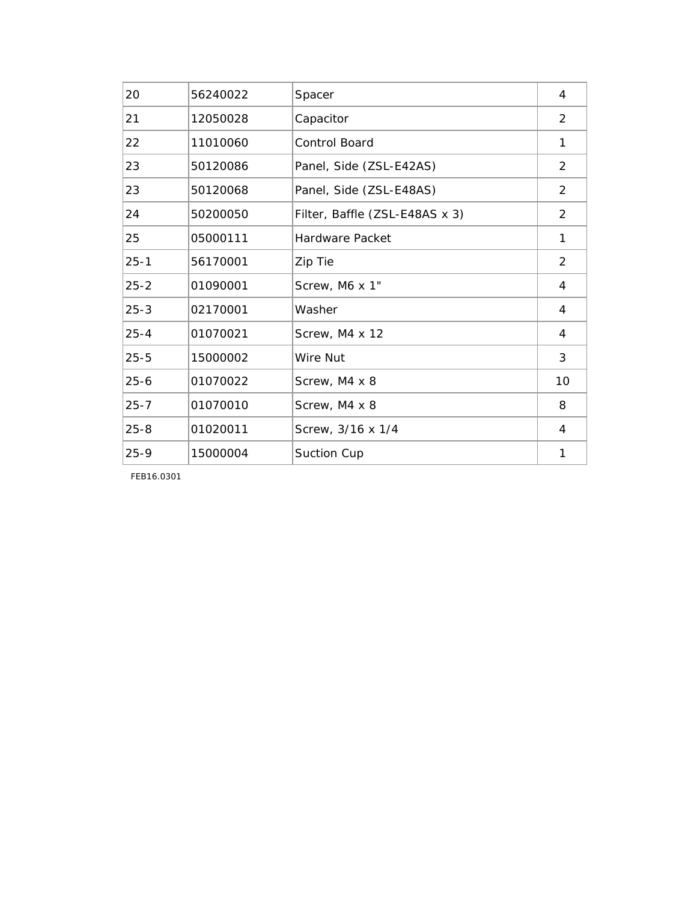| | | | |
|---|---|---|---|
| 20 | 56240022 | Spacer | 4 |
| 21 | 12050028 | Capacitor | 2 |
| 22 | 11010060 | Control Board | 1 |
| 23 | 50120086 | Panel, Side (ZSL-E42AS) | 2 |
| 23 | 50120068 | Panel, Side (ZSL-E48AS) | 2 |
| 24 | 50200050 | Filter, Baffle (ZSL-E48AS x 3) | 2 |
| 25 | 05000111 | Hardware Packet | 1 |
| 25-1 | 56170001 | Zip Tie | 2 |
| 25-2 | 01090001 | Screw, M6 x 1" | 4 |
| 25-3 | 02170001 | Washer | 4 |
| 25-4 | 01070021 | Screw, M4 x 12 | 4 |
| 25-5 | 15000002 | Wire Nut | 3 |
| 25-6 | 01070022 | Screw, M4 x 8 | 10 |
| 25-7 | 01070010 | Screw, M4 x 8 | 8 |
| 25-8 | 01020011 | Screw, 3/16 x 1/4 | 4 |
| 25-9 | 15000004 | Suction Cup | 1 |

FEB16.0301